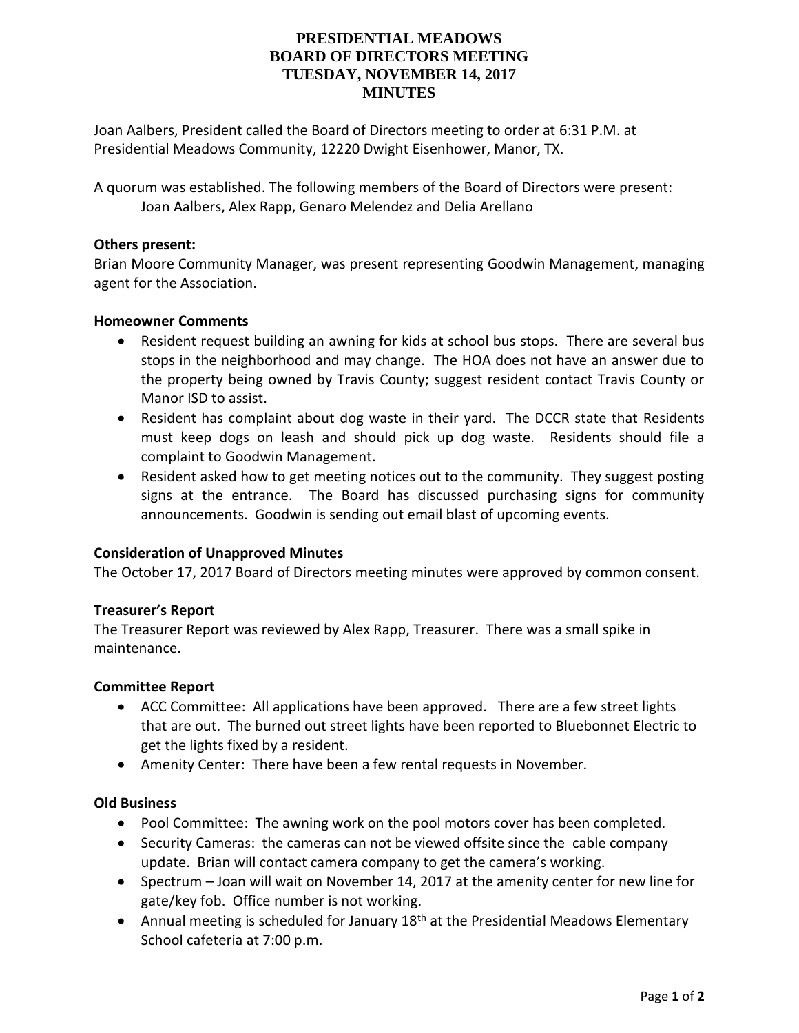# PRESIDENTIAL MEADOWS
# BOARD OF DIRECTORS MEETING
# TUESDAY, NOVEMBER 14, 2017
# MINUTES

Joan Aalbers, President called the Board of Directors meeting to order at 6:31 P.M. at Presidential Meadows Community, 12220 Dwight Eisenhower, Manor, TX.

A quorum was established. The following members of the Board of Directors were present:
Joan Aalbers, Alex Rapp, Genaro Melendez and Delia Arellano

**Others present:**
Brian Moore Community Manager, was present representing Goodwin Management, managing agent for the Association.

**Homeowner Comments**

- Resident request building an awning for kids at school bus stops. There are several bus stops in the neighborhood and may change. The HOA does not have an answer due to the property being owned by Travis County; suggest resident contact Travis County or Manor ISD to assist.
- Resident has complaint about dog waste in their yard. The DCCR state that Residents must keep dogs on leash and should pick up dog waste. Residents should file a complaint to Goodwin Management.
- Resident asked how to get meeting notices out to the community. They suggest posting signs at the entrance. The Board has discussed purchasing signs for community announcements. Goodwin is sending out email blast of upcoming events.

**Consideration of Unapproved Minutes**
The October 17, 2017 Board of Directors meeting minutes were approved by common consent.

**Treasurer's Report**
The Treasurer Report was reviewed by Alex Rapp, Treasurer. There was a small spike in maintenance.

**Committee Report**

- ACC Committee: All applications have been approved. There are a few street lights that are out. The burned out street lights have been reported to Bluebonnet Electric to get the lights fixed by a resident.
- Amenity Center: There have been a few rental requests in November.

**Old Business**

- Pool Committee: The awning work on the pool motors cover has been completed.
- Security Cameras: the cameras can not be viewed offsite since the cable company update. Brian will contact camera company to get the camera's working.
- Spectrum – Joan will wait on November 14, 2017 at the amenity center for new line for gate/key fob. Office number is not working.
- Annual meeting is scheduled for January 18th at the Presidential Meadows Elementary School cafeteria at 7:00 p.m.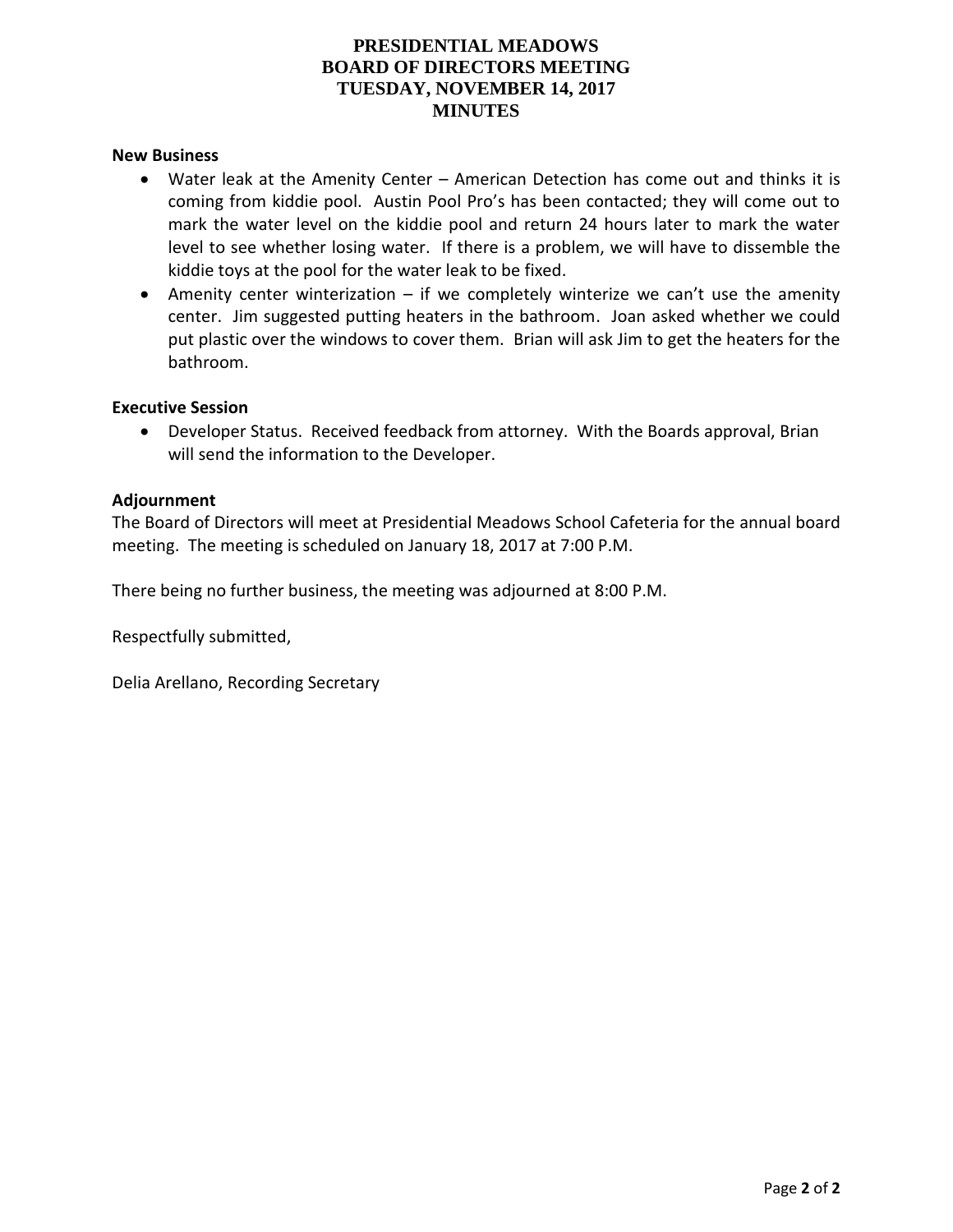# PRESIDENTIAL MEADOWS
# BOARD OF DIRECTORS MEETING
# TUESDAY, NOVEMBER 14, 2017
# MINUTES

**New Business**

- Water leak at the Amenity Center – American Detection has come out and thinks it is coming from kiddie pool. Austin Pool Pro's has been contacted; they will come out to mark the water level on the kiddie pool and return 24 hours later to mark the water level to see whether losing water. If there is a problem, we will have to dissemble the kiddie toys at the pool for the water leak to be fixed.
- Amenity center winterization – if we completely winterize we can't use the amenity center. Jim suggested putting heaters in the bathroom. Joan asked whether we could put plastic over the windows to cover them. Brian will ask Jim to get the heaters for the bathroom.

**Executive Session**

- Developer Status. Received feedback from attorney. With the Boards approval, Brian will send the information to the Developer.

**Adjournment**

The Board of Directors will meet at Presidential Meadows School Cafeteria for the annual board meeting. The meeting is scheduled on January 18, 2017 at 7:00 P.M.

There being no further business, the meeting was adjourned at 8:00 P.M.

Respectfully submitted,

Delia Arellano, Recording Secretary